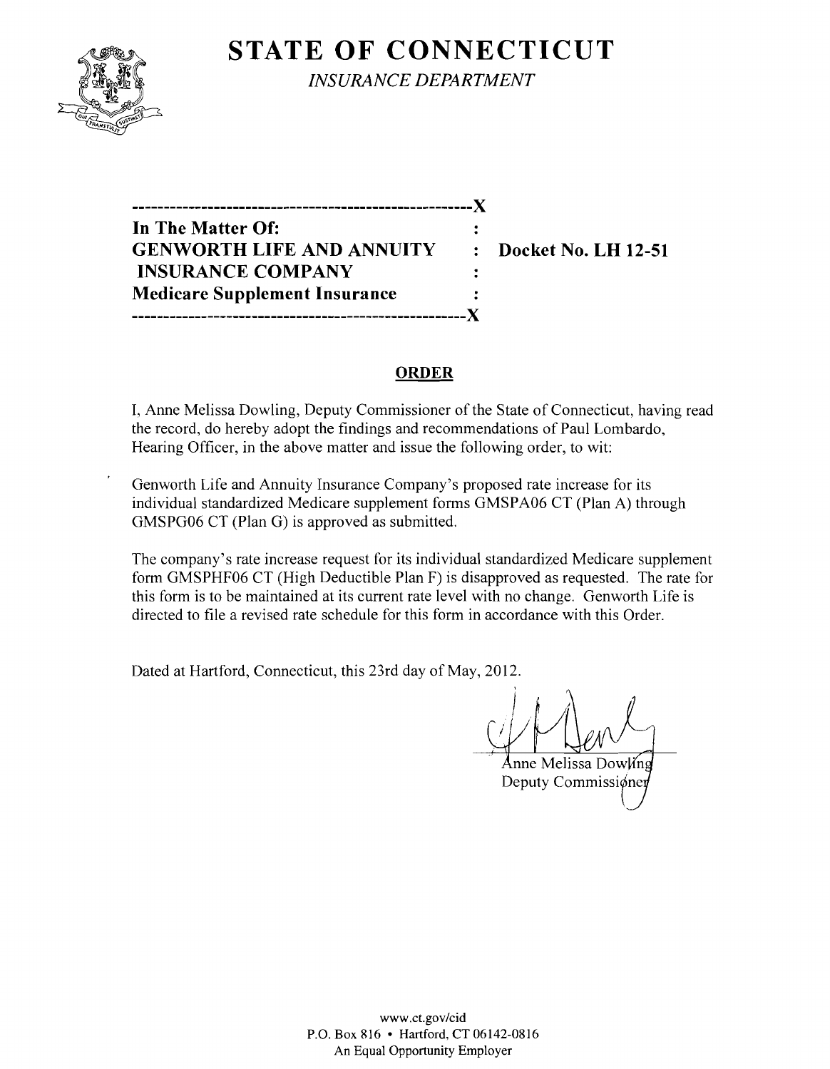# STATE OF CONNECTICUT

*INSURANCE DEPARTMENT*

```
-----------------------------------------------------X
In The Matter Of:                                    :
GENWORTH LIFE AND ANNUITY                            :   Docket No. LH 12-51
 INSURANCE COMPANY                                   :
Medicare Supplement Insurance                        :
-----------------------------------------------------X
```

## ORDER

I, Anne Melissa Dowling, Deputy Commissioner of the State of Connecticut, having read the record, do hereby adopt the findings and recommendations of Paul Lombardo, Hearing Officer, in the above matter and issue the following order, to wit:

Genworth Life and Annuity Insurance Company's proposed rate increase for its individual standardized Medicare supplement forms GMSPA06 CT (Plan A) through GMSPG06 CT (Plan G) is approved as submitted.

The company's rate increase request for its individual standardized Medicare supplement form GMSPHF06 CT (High Deductible Plan F) is disapproved as requested. The rate for this form is to be maintained at its current rate level with no change. Genworth Life is directed to file a revised rate schedule for this form in accordance with this Order.

Dated at Hartford, Connecticut, this 23rd day of May, 2012.

Anne Melissa Dowling
Deputy Commissioner

www.ct.gov/cid
P.O. Box 816 • Hartford, CT 06142-0816
An Equal Opportunity Employer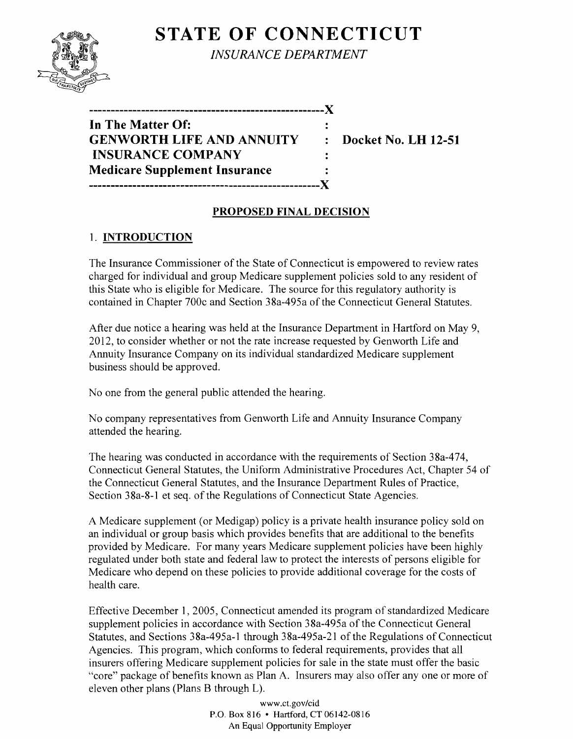# STATE OF CONNECTICUT

*INSURANCE DEPARTMENT*

```
-----------------------------------------------------X
In The Matter Of:                                    :
GENWORTH LIFE AND ANNUITY                            :   Docket No. LH 12-51
INSURANCE COMPANY                                    :
Medicare Supplement Insurance                        :
-----------------------------------------------------X
```

## PROPOSED FINAL DECISION

### 1. INTRODUCTION

The Insurance Commissioner of the State of Connecticut is empowered to review rates charged for individual and group Medicare supplement policies sold to any resident of this State who is eligible for Medicare. The source for this regulatory authority is contained in Chapter 700c and Section 38a-495a of the Connecticut General Statutes.

After due notice a hearing was held at the Insurance Department in Hartford on May 9, 2012, to consider whether or not the rate increase requested by Genworth Life and Annuity Insurance Company on its individual standardized Medicare supplement business should be approved.

No one from the general public attended the hearing.

No company representatives from Genworth Life and Annuity Insurance Company attended the hearing.

The hearing was conducted in accordance with the requirements of Section 38a-474, Connecticut General Statutes, the Uniform Administrative Procedures Act, Chapter 54 of the Connecticut General Statutes, and the Insurance Department Rules of Practice, Section 38a-8-1 et seq. of the Regulations of Connecticut State Agencies.

A Medicare supplement (or Medigap) policy is a private health insurance policy sold on an individual or group basis which provides benefits that are additional to the benefits provided by Medicare. For many years Medicare supplement policies have been highly regulated under both state and federal law to protect the interests of persons eligible for Medicare who depend on these policies to provide additional coverage for the costs of health care.

Effective December 1, 2005, Connecticut amended its program of standardized Medicare supplement policies in accordance with Section 38a-495a of the Connecticut General Statutes, and Sections 38a-495a-1 through 38a-495a-21 of the Regulations of Connecticut Agencies. This program, which conforms to federal requirements, provides that all insurers offering Medicare supplement policies for sale in the state must offer the basic "core" package of benefits known as Plan A. Insurers may also offer any one or more of eleven other plans (Plans B through L).

www.ct.gov/cid
P.O. Box 816 • Hartford, CT 06142-0816
An Equal Opportunity Employer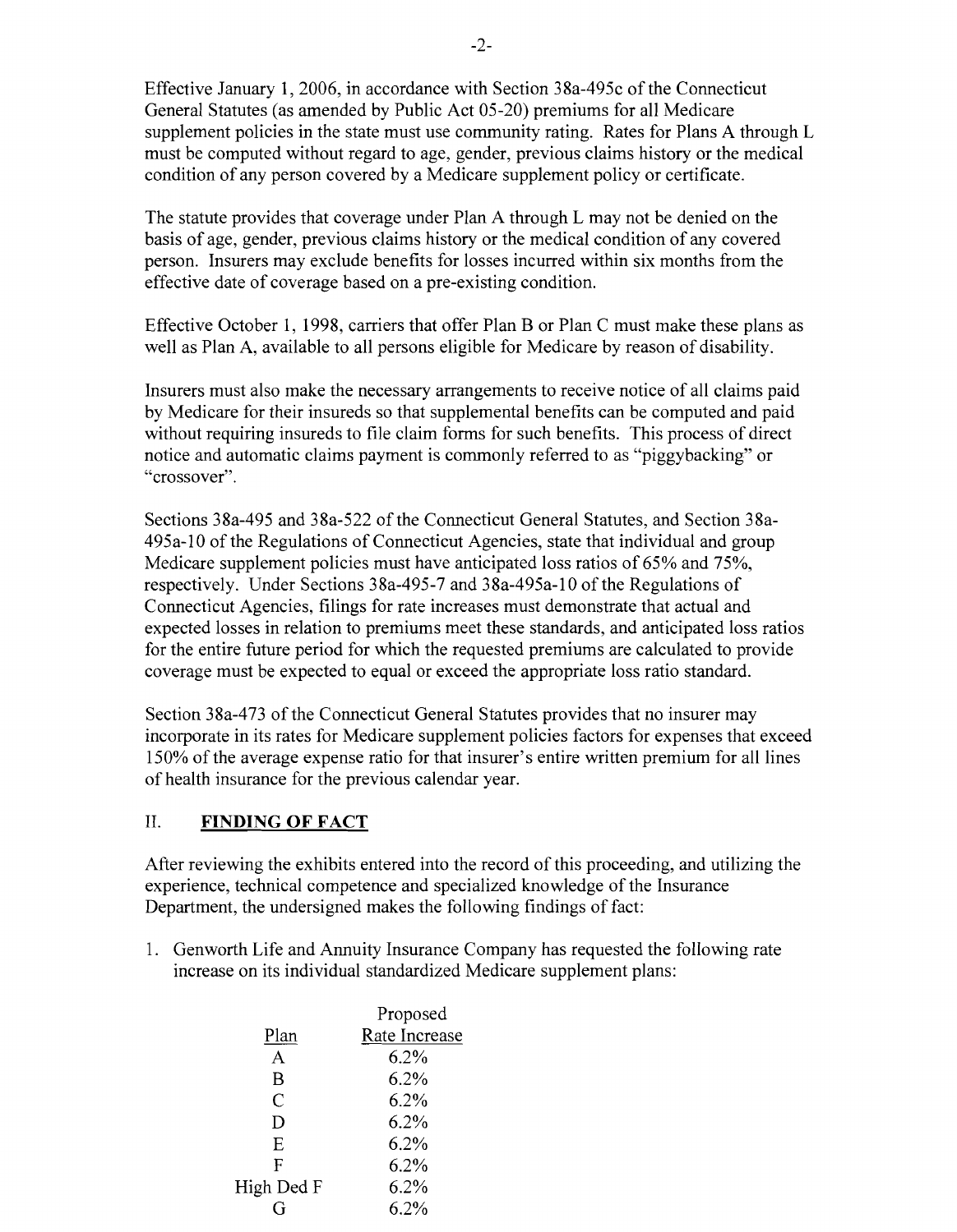Effective January 1, 2006, in accordance with Section 38a-495c of the Connecticut General Statutes (as amended by Public Act 05-20) premiums for all Medicare supplement policies in the state must use community rating. Rates for Plans A through L must be computed without regard to age, gender, previous claims history or the medical condition of any person covered by a Medicare supplement policy or certificate.

The statute provides that coverage under Plan A through L may not be denied on the basis of age, gender, previous claims history or the medical condition of any covered person. Insurers may exclude benefits for losses incurred within six months from the effective date of coverage based on a pre-existing condition.

Effective October 1, 1998, carriers that offer Plan B or Plan C must make these plans as well as Plan A, available to all persons eligible for Medicare by reason of disability.

Insurers must also make the necessary arrangements to receive notice of all claims paid by Medicare for their insureds so that supplemental benefits can be computed and paid without requiring insureds to file claim forms for such benefits. This process of direct notice and automatic claims payment is commonly referred to as "piggybacking" or "crossover".

Sections 38a-495 and 38a-522 of the Connecticut General Statutes, and Section 38a-495a-10 of the Regulations of Connecticut Agencies, state that individual and group Medicare supplement policies must have anticipated loss ratios of 65% and 75%, respectively. Under Sections 38a-495-7 and 38a-495a-10 of the Regulations of Connecticut Agencies, filings for rate increases must demonstrate that actual and expected losses in relation to premiums meet these standards, and anticipated loss ratios for the entire future period for which the requested premiums are calculated to provide coverage must be expected to equal or exceed the appropriate loss ratio standard.

Section 38a-473 of the Connecticut General Statutes provides that no insurer may incorporate in its rates for Medicare supplement policies factors for expenses that exceed 150% of the average expense ratio for that insurer's entire written premium for all lines of health insurance for the previous calendar year.

## II. FINDING OF FACT

After reviewing the exhibits entered into the record of this proceeding, and utilizing the experience, technical competence and specialized knowledge of the Insurance Department, the undersigned makes the following findings of fact:

1. Genworth Life and Annuity Insurance Company has requested the following rate increase on its individual standardized Medicare supplement plans:

| Plan | Proposed Rate Increase |
|---|---|
| A | 6.2% |
| B | 6.2% |
| C | 6.2% |
| D | 6.2% |
| E | 6.2% |
| F | 6.2% |
| High Ded F | 6.2% |
| G | 6.2% |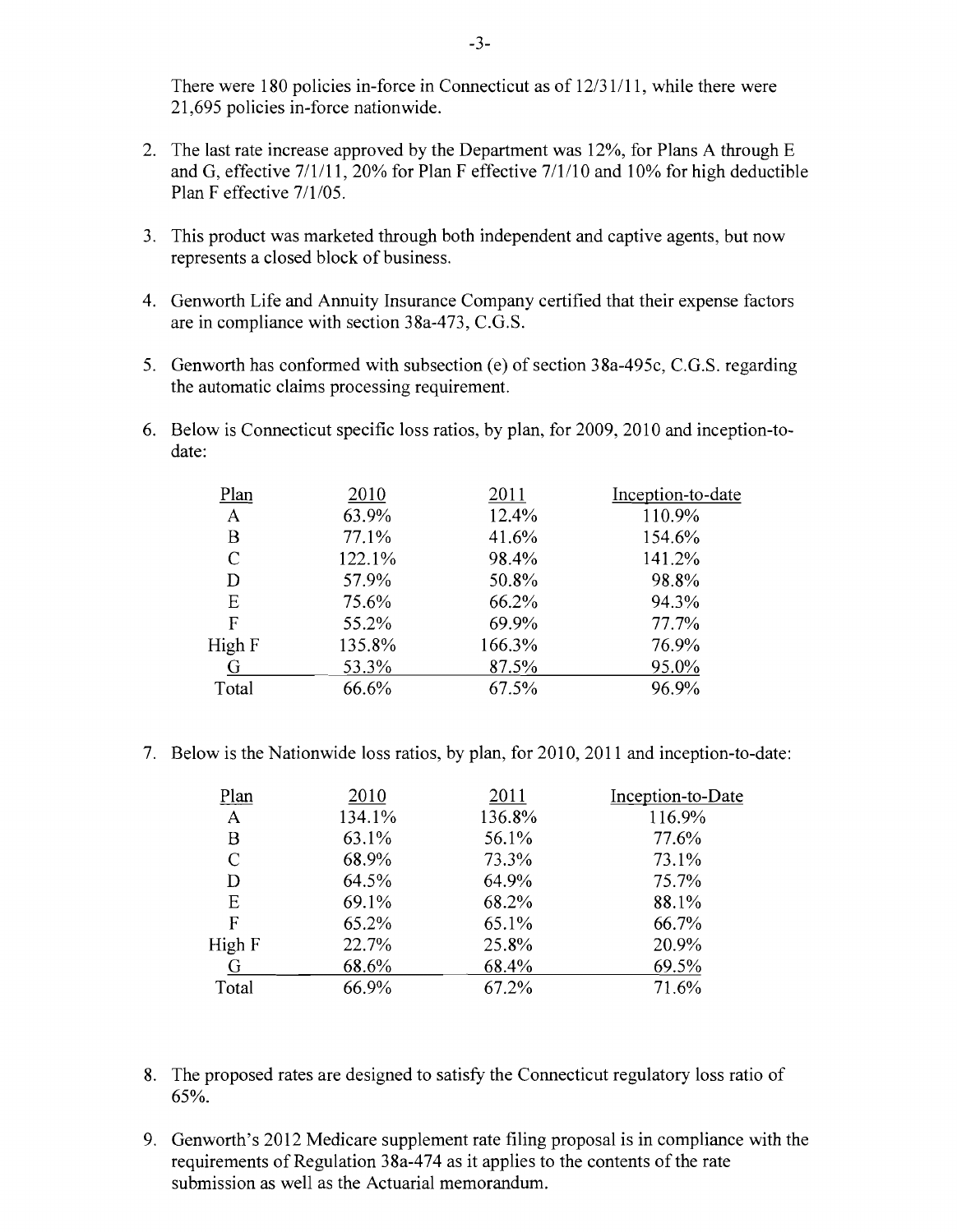There were 180 policies in-force in Connecticut as of 12/31/11, while there were 21,695 policies in-force nationwide.

2. The last rate increase approved by the Department was 12%, for Plans A through E and G, effective 7/1/11, 20% for Plan F effective 7/1/10 and 10% for high deductible Plan F effective 7/1/05.

3. This product was marketed through both independent and captive agents, but now represents a closed block of business.

4. Genworth Life and Annuity Insurance Company certified that their expense factors are in compliance with section 38a-473, C.G.S.

5. Genworth has conformed with subsection (e) of section 38a-495c, C.G.S. regarding the automatic claims processing requirement.

6. Below is Connecticut specific loss ratios, by plan, for 2009, 2010 and inception-to-date:

| Plan | 2010 | 2011 | Inception-to-date |
|---|---|---|---|
| A | 63.9% | 12.4% | 110.9% |
| B | 77.1% | 41.6% | 154.6% |
| C | 122.1% | 98.4% | 141.2% |
| D | 57.9% | 50.8% | 98.8% |
| E | 75.6% | 66.2% | 94.3% |
| F | 55.2% | 69.9% | 77.7% |
| High F | 135.8% | 166.3% | 76.9% |
| G | 53.3% | 87.5% | 95.0% |
| Total | 66.6% | 67.5% | 96.9% |

7. Below is the Nationwide loss ratios, by plan, for 2010, 2011 and inception-to-date:

| Plan | 2010 | 2011 | Inception-to-Date |
|---|---|---|---|
| A | 134.1% | 136.8% | 116.9% |
| B | 63.1% | 56.1% | 77.6% |
| C | 68.9% | 73.3% | 73.1% |
| D | 64.5% | 64.9% | 75.7% |
| E | 69.1% | 68.2% | 88.1% |
| F | 65.2% | 65.1% | 66.7% |
| High F | 22.7% | 25.8% | 20.9% |
| G | 68.6% | 68.4% | 69.5% |
| Total | 66.9% | 67.2% | 71.6% |

8. The proposed rates are designed to satisfy the Connecticut regulatory loss ratio of 65%.

9. Genworth's 2012 Medicare supplement rate filing proposal is in compliance with the requirements of Regulation 38a-474 as it applies to the contents of the rate submission as well as the Actuarial memorandum.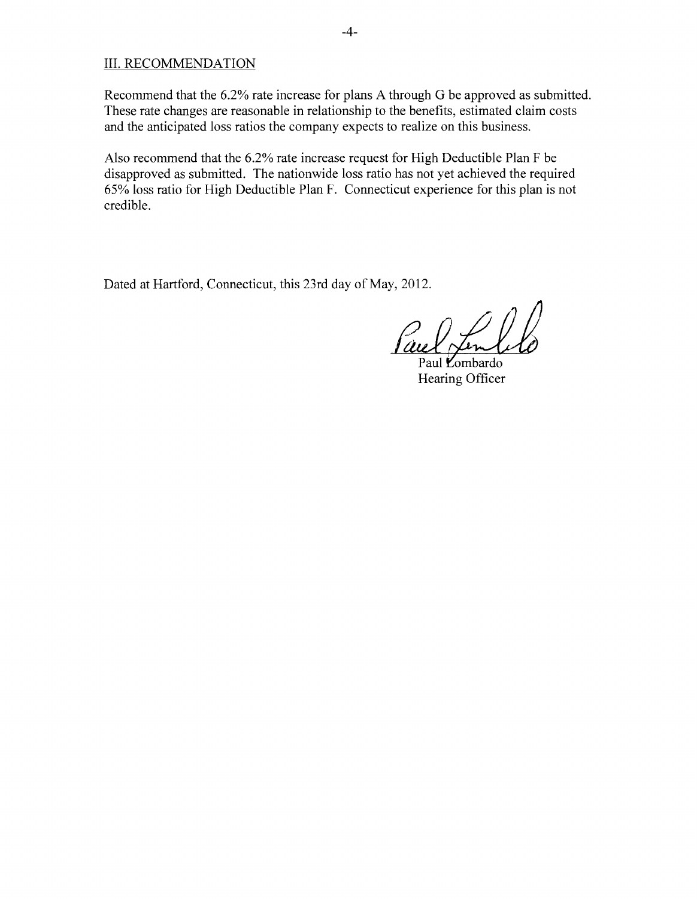## III. RECOMMENDATION

Recommend that the 6.2% rate increase for plans A through G be approved as submitted. These rate changes are reasonable in relationship to the benefits, estimated claim costs and the anticipated loss ratios the company expects to realize on this business.

Also recommend that the 6.2% rate increase request for High Deductible Plan F be disapproved as submitted. The nationwide loss ratio has not yet achieved the required 65% loss ratio for High Deductible Plan F. Connecticut experience for this plan is not credible.

Dated at Hartford, Connecticut, this 23rd day of May, 2012.

Paul Lombardo
Hearing Officer